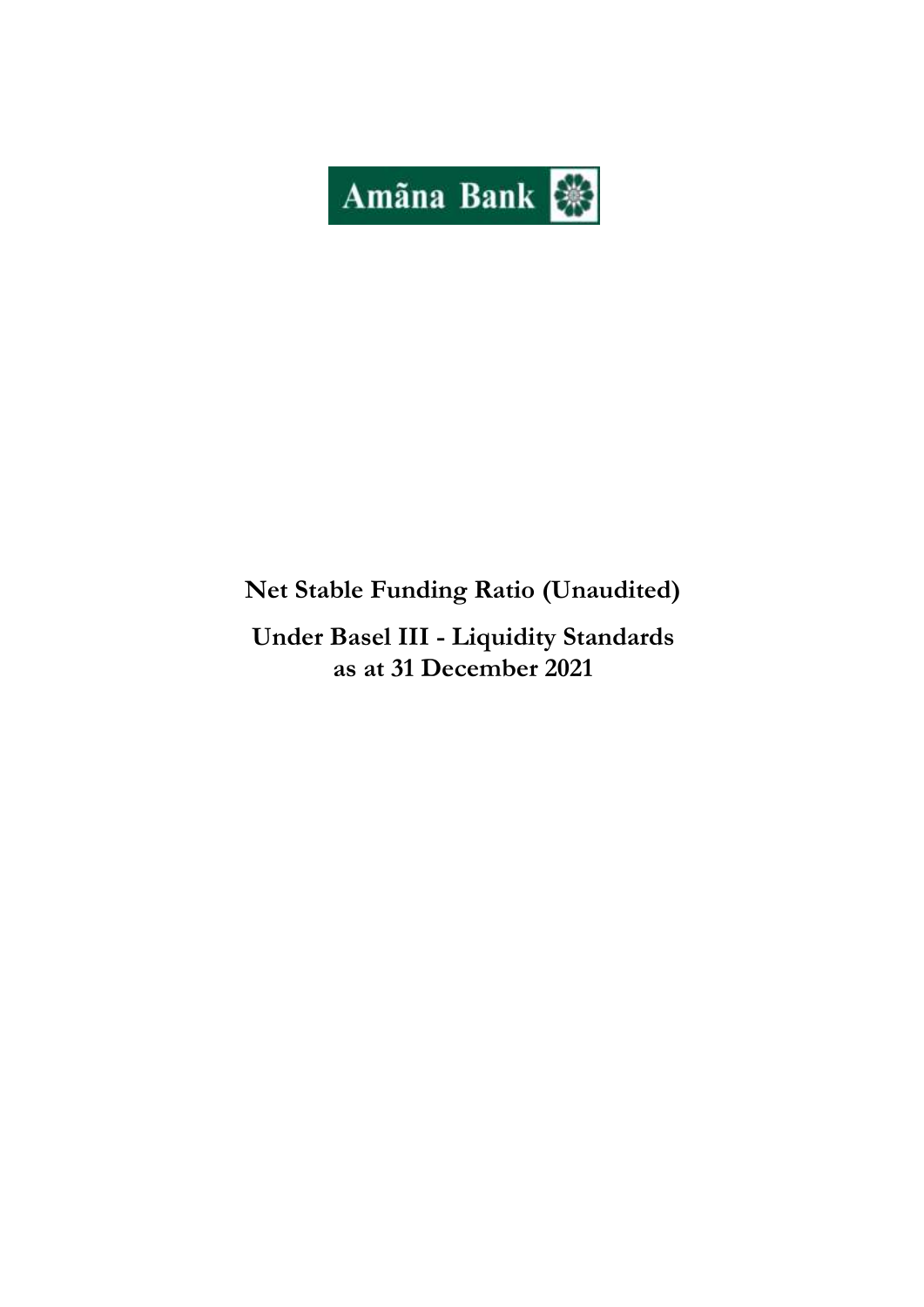Amãna Bank

# Net Stable Funding Ratio (Unaudited)

## Under Basel III - Liquidity Standards as at 31 December 2021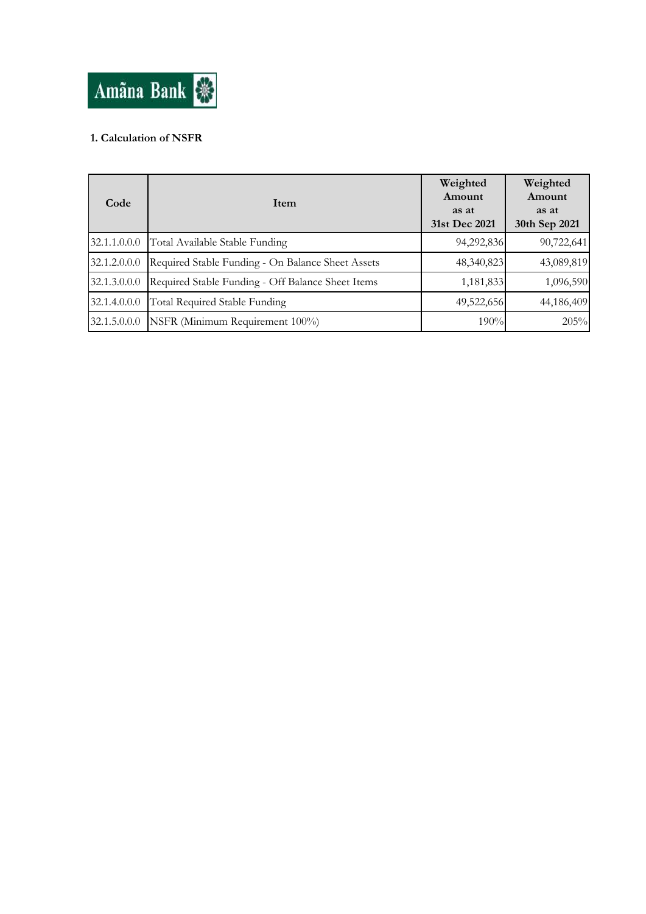**1. Calculation of NSFR**

| Code | Item | Weighted Amount as at 31st Dec 2021 | Weighted Amount as at 30th Sep 2021 |
|---|---|---|---|
| 32.1.1.0.0.0 | Total Available Stable Funding | 94,292,836 | 90,722,641 |
| 32.1.2.0.0.0 | Required Stable Funding - On Balance Sheet Assets | 48,340,823 | 43,089,819 |
| 32.1.3.0.0.0 | Required Stable Funding - Off Balance Sheet Items | 1,181,833 | 1,096,590 |
| 32.1.4.0.0.0 | Total Required Stable Funding | 49,522,656 | 44,186,409 |
| 32.1.5.0.0.0 | NSFR (Minimum Requirement 100%) | 190% | 205% |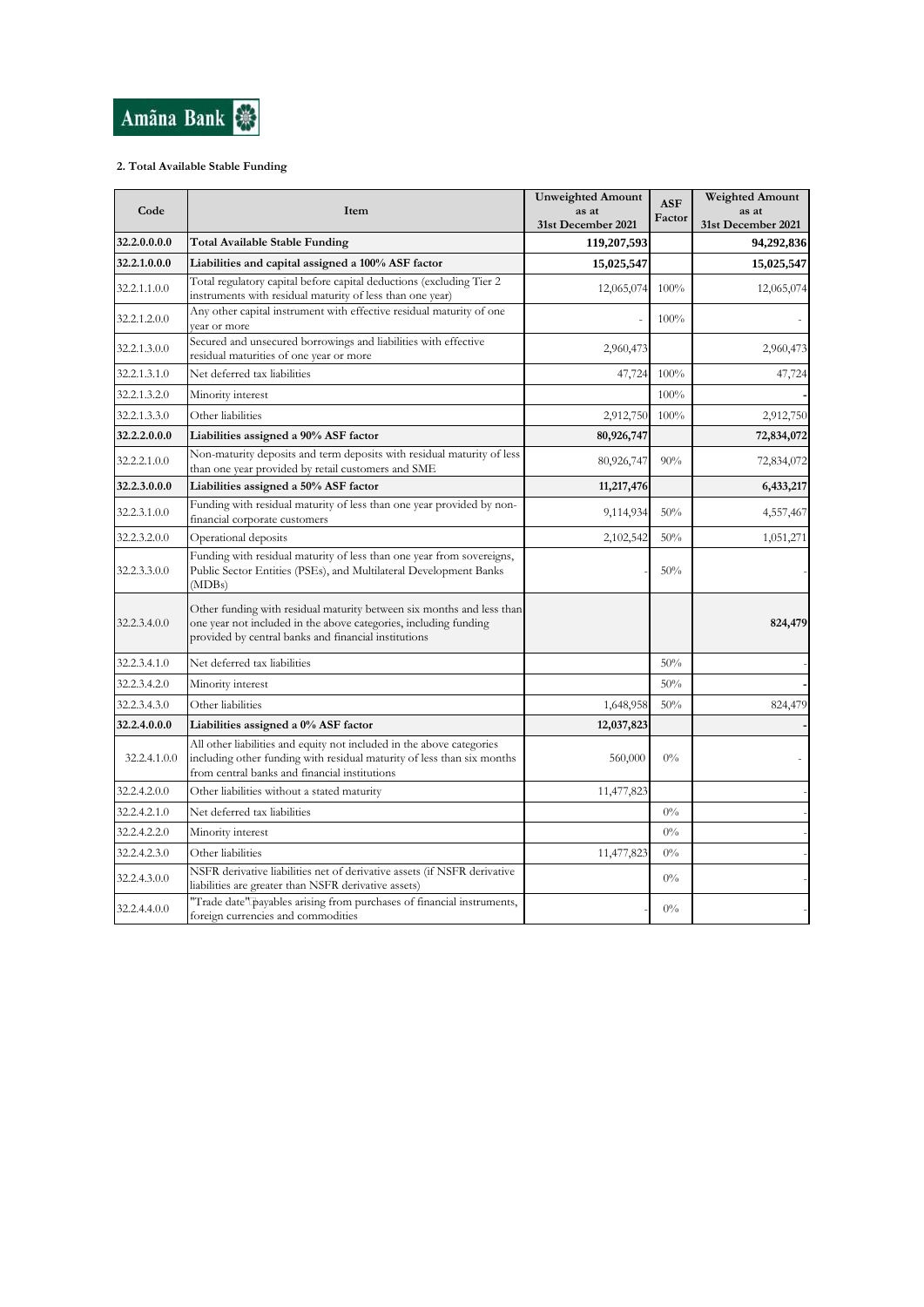Amãna Bank

**2. Total Available Stable Funding**

| Code | Item | Unweighted Amount as at 31st December 2021 | ASF Factor | Weighted Amount as at 31st December 2021 |
|---|---|---|---|---|
| **32.2.0.0.0.0** | **Total Available Stable Funding** | **119,207,593** | | **94,292,836** |
| **32.2.1.0.0.0** | **Liabilities and capital assigned a 100% ASF factor** | **15,025,547** | | **15,025,547** |
| 32.2.1.1.0.0 | Total regulatory capital before capital deductions (excluding Tier 2 instruments with residual maturity of less than one year) | 12,065,074 | 100% | 12,065,074 |
| 32.2.1.2.0.0 | Any other capital instrument with effective residual maturity of one year or more | - | 100% | - |
| 32.2.1.3.0.0 | Secured and unsecured borrowings and liabilities with effective residual maturities of one year or more | 2,960,473 | | 2,960,473 |
| 32.2.1.3.1.0 | Net deferred tax liabilities | 47,724 | 100% | 47,724 |
| 32.2.1.3.2.0 | Minority interest | | 100% | - |
| 32.2.1.3.3.0 | Other liabilities | 2,912,750 | 100% | 2,912,750 |
| **32.2.2.0.0.0** | **Liabilities assigned a 90% ASF factor** | **80,926,747** | | **72,834,072** |
| 32.2.2.1.0.0 | Non-maturity deposits and term deposits with residual maturity of less than one year provided by retail customers and SME | 80,926,747 | 90% | 72,834,072 |
| **32.2.3.0.0.0** | **Liabilities assigned a 50% ASF factor** | **11,217,476** | | **6,433,217** |
| 32.2.3.1.0.0 | Funding with residual maturity of less than one year provided by non-financial corporate customers | 9,114,934 | 50% | 4,557,467 |
| 32.2.3.2.0.0 | Operational deposits | 2,102,542 | 50% | 1,051,271 |
| 32.2.3.3.0.0 | Funding with residual maturity of less than one year from sovereigns, Public Sector Entities (PSEs), and Multilateral Development Banks (MDBs) | - | 50% | - |
| 32.2.3.4.0.0 | Other funding with residual maturity between six months and less than one year not included in the above categories, including funding provided by central banks and financial institutions | | | **824,479** |
| 32.2.3.4.1.0 | Net deferred tax liabilities | | 50% | - |
| 32.2.3.4.2.0 | Minority interest | | 50% | - |
| 32.2.3.4.3.0 | Other liabilities | 1,648,958 | 50% | 824,479 |
| **32.2.4.0.0.0** | **Liabilities assigned a 0% ASF factor** | **12,037,823** | | - |
| 32.2.4.1.0.0 | All other liabilities and equity not included in the above categories including other funding with residual maturity of less than six months from central banks and financial institutions | 560,000 | 0% | - |
| 32.2.4.2.0.0 | Other liabilities without a stated maturity | 11,477,823 | | - |
| 32.2.4.2.1.0 | Net deferred tax liabilities | | 0% | - |
| 32.2.4.2.2.0 | Minority interest | | 0% | - |
| 32.2.4.2.3.0 | Other liabilities | 11,477,823 | 0% | - |
| 32.2.4.3.0.0 | NSFR derivative liabilities net of derivative assets (if NSFR derivative liabilities are greater than NSFR derivative assets) | | 0% | - |
| 32.2.4.4.0.0 | "Trade date" payables arising from purchases of financial instruments, foreign currencies and commodities | - | 0% | - |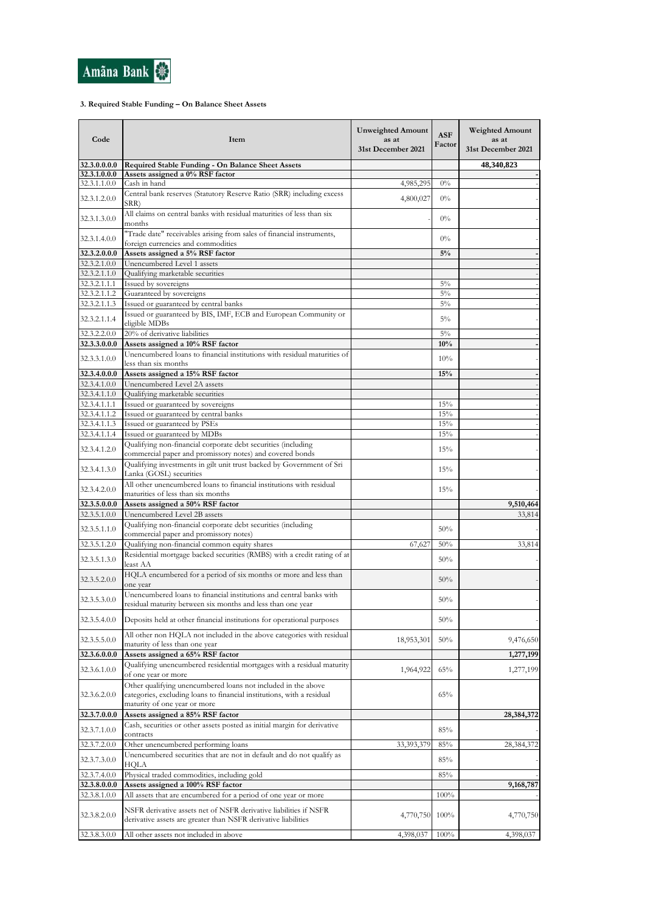Amãna Bank

### 3. Required Stable Funding – On Balance Sheet Assets

| Code | Item | Unweighted Amount as at 31st December 2021 | ASF Factor | Weighted Amount as at 31st December 2021 |
|---|---|---|---|---|
| **32.3.0.0.0** | **Required Stable Funding - On Balance Sheet Assets** | | | **48,340,823** |
| **32.3.1.0.0** | **Assets assigned a 0% RSF factor** | | | - |
| 32.3.1.1.0 | Cash in hand | 4,985,295 | 0% | - |
| 32.3.1.2.0 | Central bank reserves (Statutory Reserve Ratio (SRR) including excess SRR) | 4,800,027 | 0% | - |
| 32.3.1.3.0 | All claims on central banks with residual maturities of less than six months | - | 0% | - |
| 32.3.1.4.0 | "Trade date" receivables arising from sales of financial instruments, foreign currencies and commodities | | 0% | - |
| **32.3.2.0.0** | **Assets assigned a 5% RSF factor** | | **5%** | - |
| 32.3.2.1.0 | Unencumbered Level 1 assets | | | - |
| 32.3.2.1.1 | Qualifying marketable securities | | | - |
| 32.3.2.1.1.1 | Issued by sovereigns | | 5% | - |
| 32.3.2.1.1.2 | Guaranteed by sovereigns | | 5% | - |
| 32.3.2.1.1.3 | Issued or guaranteed by central banks | | 5% | - |
| 32.3.2.1.1.4 | Issued or guaranteed by BIS, IMF, ECB and European Community or eligible MDBs | | 5% | - |
| 32.3.2.2.0 | 20% of derivative liabilities | | 5% | - |
| **32.3.3.0.0** | **Assets assigned a 10% RSF factor** | | **10%** | - |
| 32.3.3.1.0 | Unencumbered loans to financial institutions with residual maturities of less than six months | | 10% | - |
| **32.3.4.0.0** | **Assets assigned a 15% RSF factor** | | **15%** | - |
| 32.3.4.1.0 | Unencumbered Level 2A assets | | | - |
| 32.3.4.1.1 | Qualifying marketable securities | | | - |
| 32.3.4.1.1.1 | Issued or guaranteed by sovereigns | | 15% | - |
| 32.3.4.1.1.2 | Issued or guaranteed by central banks | | 15% | - |
| 32.3.4.1.1.3 | Issued or guaranteed by PSEs | | 15% | - |
| 32.3.4.1.1.4 | Issued or guaranteed by MDBs | | 15% | - |
| 32.3.4.1.2.0 | Qualifying non-financial corporate debt securities (including commercial paper and promissory notes) and covered bonds | | 15% | - |
| 32.3.4.1.3.0 | Qualifying investments in gilt unit trust backed by Government of Sri Lanka (GOSL) securities | | 15% | - |
| 32.3.4.2.0 | All other unencumbered loans to financial institutions with residual maturities of less than six months | | 15% | - |
| **32.3.5.0.0** | **Assets assigned a 50% RSF factor** | | | **9,510,464** |
| 32.3.5.1.0 | Unencumbered Level 2B assets | | | 33,814 |
| 32.3.5.1.1.0 | Qualifying non-financial corporate debt securities (including commercial paper and promissory notes) | | 50% | - |
| 32.3.5.1.2.0 | Qualifying non-financial common equity shares | 67,627 | 50% | 33,814 |
| 32.3.5.1.3.0 | Residential mortgage backed securities (RMBS) with a credit rating of at least AA | | 50% | - |
| 32.3.5.2.0 | HQLA encumbered for a period of six months or more and less than one year | | 50% | - |
| 32.3.5.3.0 | Unencumbered loans to financial institutions and central banks with residual maturity between six months and less than one year | | 50% | - |
| 32.3.5.4.0 | Deposits held at other financial institutions for operational purposes | | 50% | - |
| 32.3.5.5.0 | All other non HQLA not included in the above categories with residual maturity of less than one year | 18,953,301 | 50% | 9,476,650 |
| **32.3.6.0.0** | **Assets assigned a 65% RSF factor** | | | **1,277,199** |
| 32.3.6.1.0 | Qualifying unencumbered residential mortgages with a residual maturity of one year or more | 1,964,922 | 65% | 1,277,199 |
| 32.3.6.2.0 | Other qualifying unencumbered loans not included in the above categories, excluding loans to financial institutions, with a residual maturity of one year or more | | 65% | |
| **32.3.7.0.0** | **Assets assigned a 85% RSF factor** | | | **28,384,372** |
| 32.3.7.1.0 | Cash, securities or other assets posted as initial margin for derivative contracts | | 85% | - |
| 32.3.7.2.0 | Other unencumbered performing loans | 33,393,379 | 85% | 28,384,372 |
| 32.3.7.3.0 | Unencumbered securities that are not in default and do not qualify as HQLA | | 85% | - |
| 32.3.7.4.0 | Physical traded commodities, including gold | | 85% | - |
| **32.3.8.0.0** | **Assets assigned a 100% RSF factor** | | | **9,168,787** |
| 32.3.8.1.0 | All assets that are encumbered for a period of one year or more | | 100% | - |
| 32.3.8.2.0 | NSFR derivative assets net of NSFR derivative liabilities if NSFR derivative assets are greater than NSFR derivative liabilities | 4,770,750 | 100% | 4,770,750 |
| 32.3.8.3.0 | All other assets not included in above | 4,398,037 | 100% | 4,398,037 |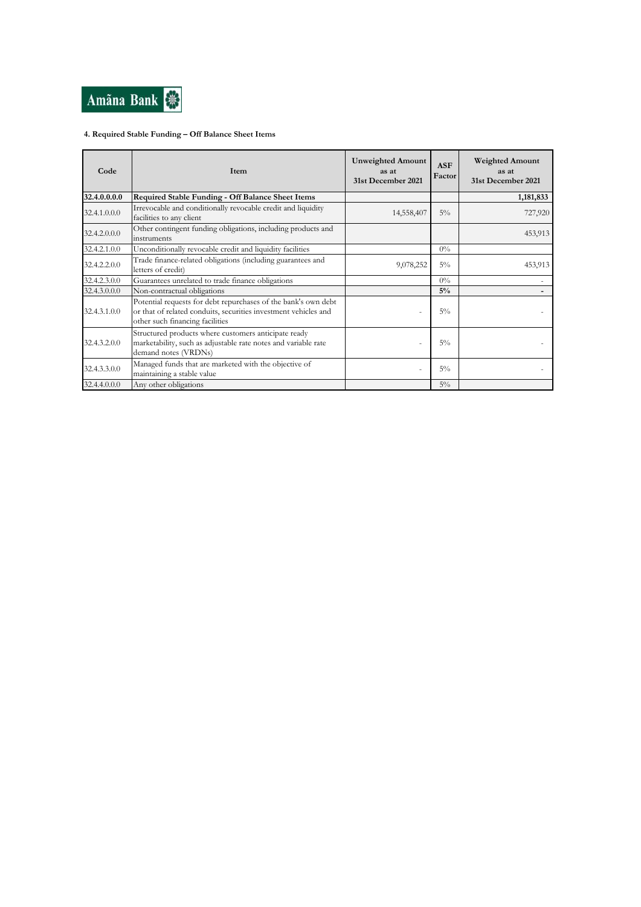Amãna Bank

#### 4. Required Stable Funding – Off Balance Sheet Items

| Code | Item | Unweighted Amount as at 31st December 2021 | ASF Factor | Weighted Amount as at 31st December 2021 |
|---|---|---|---|---|
| **32.4.0.0.0.0** | **Required Stable Funding - Off Balance Sheet Items** | | | **1,181,833** |
| 32.4.1.0.0.0 | Irrevocable and conditionally revocable credit and liquidity facilities to any client | 14,558,407 | 5% | 727,920 |
| 32.4.2.0.0.0 | Other contingent funding obligations, including products and instruments | | | 453,913 |
| 32.4.2.1.0.0 | Unconditionally revocable credit and liquidity facilities | | 0% | |
| 32.4.2.2.0.0 | Trade finance-related obligations (including guarantees and letters of credit) | 9,078,252 | 5% | 453,913 |
| 32.4.2.3.0.0 | Guarantees unrelated to trade finance obligations | | 0% | - |
| 32.4.3.0.0.0 | Non-contractual obligations | | **5%** | **-** |
| 32.4.3.1.0.0 | Potential requests for debt repurchases of the bank's own debt or that of related conduits, securities investment vehicles and other such financing facilities | - | 5% | - |
| 32.4.3.2.0.0 | Structured products where customers anticipate ready marketability, such as adjustable rate notes and variable rate demand notes (VRDNs) | - | 5% | - |
| 32.4.3.3.0.0 | Managed funds that are marketed with the objective of maintaining a stable value | - | 5% | - |
| 32.4.4.0.0.0 | Any other obligations | | 5% | |